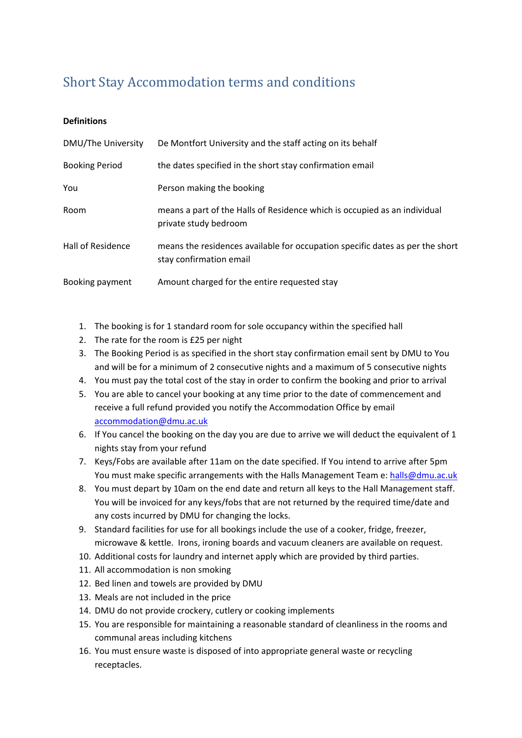# Short Stay Accommodation terms and conditions

**Definitions**

| | |
|---|---|
| DMU/The University | De Montfort University and the staff acting on its behalf |
| Booking Period | the dates specified in the short stay confirmation email |
| You | Person making the booking |
| Room | means a part of the Halls of Residence which is occupied as an individual private study bedroom |
| Hall of Residence | means the residences available for occupation specific dates as per the short stay confirmation email |
| Booking payment | Amount charged for the entire requested stay |

1. The booking is for 1 standard room for sole occupancy within the specified hall
2. The rate for the room is £25 per night
3. The Booking Period is as specified in the short stay confirmation email sent by DMU to You and will be for a minimum of 2 consecutive nights and a maximum of 5 consecutive nights
4. You must pay the total cost of the stay in order to confirm the booking and prior to arrival
5. You are able to cancel your booking at any time prior to the date of commencement and receive a full refund provided you notify the Accommodation Office by email accommodation@dmu.ac.uk
6. If You cancel the booking on the day you are due to arrive we will deduct the equivalent of 1 nights stay from your refund
7. Keys/Fobs are available after 11am on the date specified. If You intend to arrive after 5pm You must make specific arrangements with the Halls Management Team e: halls@dmu.ac.uk
8. You must depart by 10am on the end date and return all keys to the Hall Management staff. You will be invoiced for any keys/fobs that are not returned by the required time/date and any costs incurred by DMU for changing the locks.
9. Standard facilities for use for all bookings include the use of a cooker, fridge, freezer, microwave & kettle. Irons, ironing boards and vacuum cleaners are available on request.
10. Additional costs for laundry and internet apply which are provided by third parties.
11. All accommodation is non smoking
12. Bed linen and towels are provided by DMU
13. Meals are not included in the price
14. DMU do not provide crockery, cutlery or cooking implements
15. You are responsible for maintaining a reasonable standard of cleanliness in the rooms and communal areas including kitchens
16. You must ensure waste is disposed of into appropriate general waste or recycling receptacles.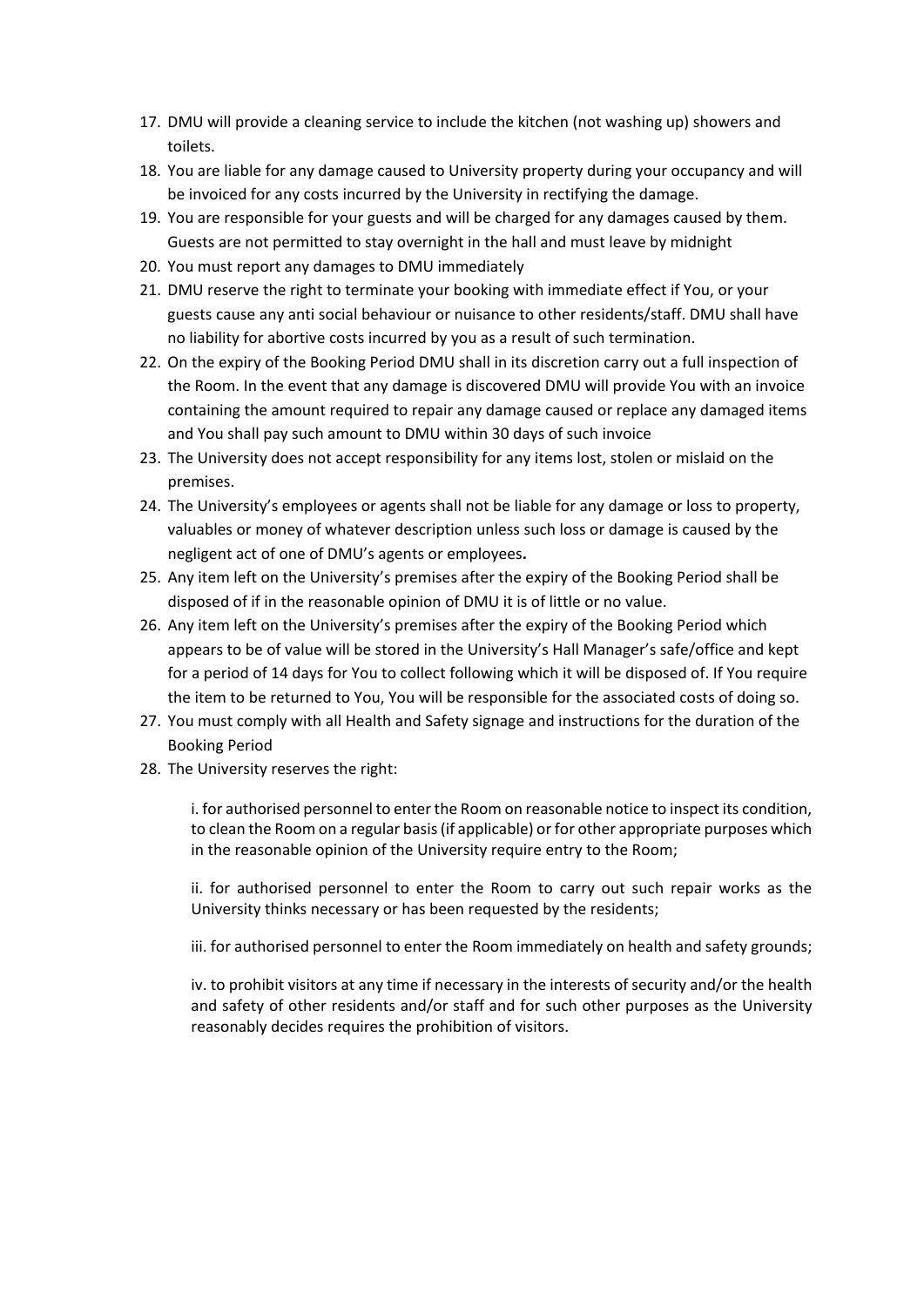17. DMU will provide a cleaning service to include the kitchen (not washing up) showers and toilets.
18. You are liable for any damage caused to University property during your occupancy and will be invoiced for any costs incurred by the University in rectifying the damage.
19. You are responsible for your guests and will be charged for any damages caused by them. Guests are not permitted to stay overnight in the hall and must leave by midnight
20. You must report any damages to DMU immediately
21. DMU reserve the right to terminate your booking with immediate effect if You, or your guests cause any anti social behaviour or nuisance to other residents/staff. DMU shall have no liability for abortive costs incurred by you as a result of such termination.
22. On the expiry of the Booking Period DMU shall in its discretion carry out a full inspection of the Room. In the event that any damage is discovered DMU will provide You with an invoice containing the amount required to repair any damage caused or replace any damaged items and You shall pay such amount to DMU within 30 days of such invoice
23. The University does not accept responsibility for any items lost, stolen or mislaid on the premises.
24. The University's employees or agents shall not be liable for any damage or loss to property, valuables or money of whatever description unless such loss or damage is caused by the negligent act of one of DMU's agents or employees**.**
25. Any item left on the University's premises after the expiry of the Booking Period shall be disposed of if in the reasonable opinion of DMU it is of little or no value.
26. Any item left on the University's premises after the expiry of the Booking Period which appears to be of value will be stored in the University's Hall Manager's safe/office and kept for a period of 14 days for You to collect following which it will be disposed of. If You require the item to be returned to You, You will be responsible for the associated costs of doing so.
27. You must comply with all Health and Safety signage and instructions for the duration of the Booking Period
28. The University reserves the right:

    i. for authorised personnel to enter the Room on reasonable notice to inspect its condition, to clean the Room on a regular basis (if applicable) or for other appropriate purposes which in the reasonable opinion of the University require entry to the Room;

    ii. for authorised personnel to enter the Room to carry out such repair works as the University thinks necessary or has been requested by the residents;

    iii. for authorised personnel to enter the Room immediately on health and safety grounds;

    iv. to prohibit visitors at any time if necessary in the interests of security and/or the health and safety of other residents and/or staff and for such other purposes as the University reasonably decides requires the prohibition of visitors.